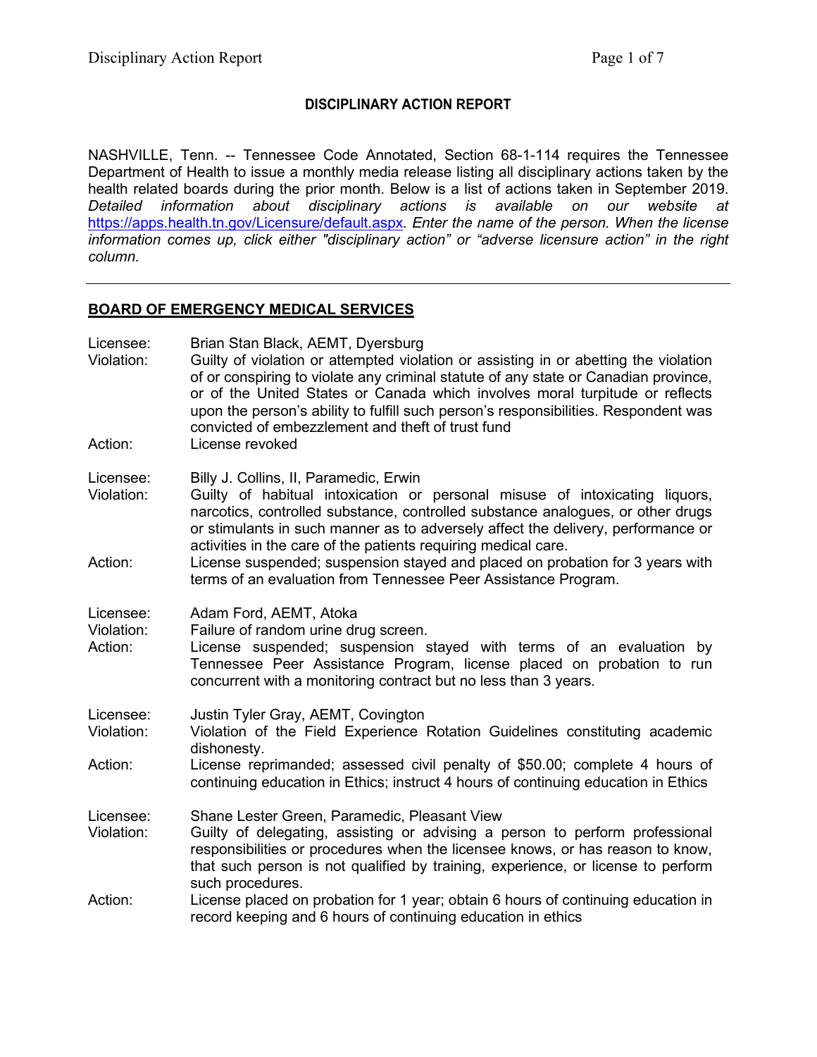**DISCIPLINARY ACTION REPORT**

NASHVILLE, Tenn. -- Tennessee Code Annotated, Section 68-1-114 requires the Tennessee Department of Health to issue a monthly media release listing all disciplinary actions taken by the health related boards during the prior month. Below is a list of actions taken in September 2019. *Detailed information about disciplinary actions is available on our website at* https://apps.health.tn.gov/Licensure/default.aspx*. Enter the name of the person. When the license information comes up, click either "disciplinary action" or "adverse licensure action" in the right column.*

---

## BOARD OF EMERGENCY MEDICAL SERVICES

Licensee: Brian Stan Black, AEMT, Dyersburg
Violation: Guilty of violation or attempted violation or assisting in or abetting the violation of or conspiring to violate any criminal statute of any state or Canadian province, or of the United States or Canada which involves moral turpitude or reflects upon the person's ability to fulfill such person's responsibilities. Respondent was convicted of embezzlement and theft of trust fund
Action: License revoked

Licensee: Billy J. Collins, II, Paramedic, Erwin
Violation: Guilty of habitual intoxication or personal misuse of intoxicating liquors, narcotics, controlled substance, controlled substance analogues, or other drugs or stimulants in such manner as to adversely affect the delivery, performance or activities in the care of the patients requiring medical care.
Action: License suspended; suspension stayed and placed on probation for 3 years with terms of an evaluation from Tennessee Peer Assistance Program.

Licensee: Adam Ford, AEMT, Atoka
Violation: Failure of random urine drug screen.
Action: License suspended; suspension stayed with terms of an evaluation by Tennessee Peer Assistance Program, license placed on probation to run concurrent with a monitoring contract but no less than 3 years.

Licensee: Justin Tyler Gray, AEMT, Covington
Violation: Violation of the Field Experience Rotation Guidelines constituting academic dishonesty.
Action: License reprimanded; assessed civil penalty of $50.00; complete 4 hours of continuing education in Ethics; instruct 4 hours of continuing education in Ethics

Licensee: Shane Lester Green, Paramedic, Pleasant View
Violation: Guilty of delegating, assisting or advising a person to perform professional responsibilities or procedures when the licensee knows, or has reason to know, that such person is not qualified by training, experience, or license to perform such procedures.
Action: License placed on probation for 1 year; obtain 6 hours of continuing education in record keeping and 6 hours of continuing education in ethics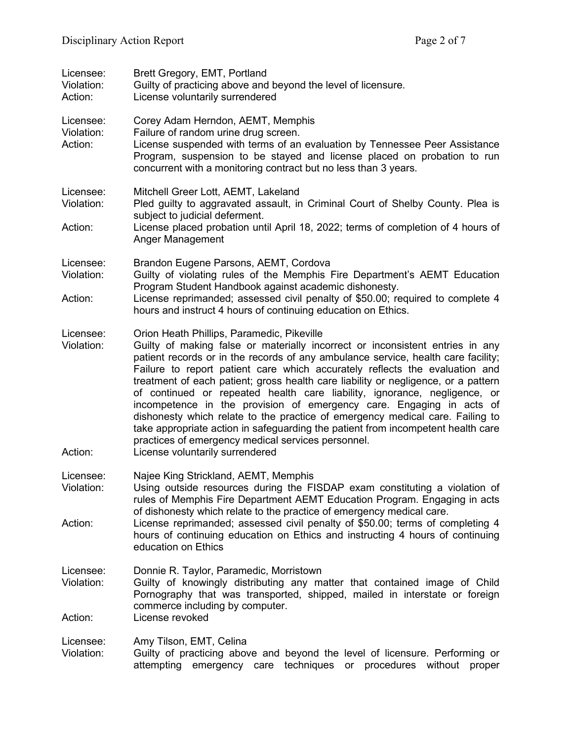Licensee: Brett Gregory, EMT, Portland
Violation: Guilty of practicing above and beyond the level of licensure.
Action: License voluntarily surrendered

Licensee: Corey Adam Herndon, AEMT, Memphis
Violation: Failure of random urine drug screen.
Action: License suspended with terms of an evaluation by Tennessee Peer Assistance Program, suspension to be stayed and license placed on probation to run concurrent with a monitoring contract but no less than 3 years.

Licensee: Mitchell Greer Lott, AEMT, Lakeland
Violation: Pled guilty to aggravated assault, in Criminal Court of Shelby County. Plea is subject to judicial deferment.
Action: License placed probation until April 18, 2022; terms of completion of 4 hours of Anger Management

Licensee: Brandon Eugene Parsons, AEMT, Cordova
Violation: Guilty of violating rules of the Memphis Fire Department's AEMT Education Program Student Handbook against academic dishonesty.
Action: License reprimanded; assessed civil penalty of $50.00; required to complete 4 hours and instruct 4 hours of continuing education on Ethics.

Licensee: Orion Heath Phillips, Paramedic, Pikeville
Violation: Guilty of making false or materially incorrect or inconsistent entries in any patient records or in the records of any ambulance service, health care facility; Failure to report patient care which accurately reflects the evaluation and treatment of each patient; gross health care liability or negligence, or a pattern of continued or repeated health care liability, ignorance, negligence, or incompetence in the provision of emergency care. Engaging in acts of dishonesty which relate to the practice of emergency medical care. Failing to take appropriate action in safeguarding the patient from incompetent health care practices of emergency medical services personnel.
Action: License voluntarily surrendered

Licensee: Najee King Strickland, AEMT, Memphis
Violation: Using outside resources during the FISDAP exam constituting a violation of rules of Memphis Fire Department AEMT Education Program. Engaging in acts of dishonesty which relate to the practice of emergency medical care.
Action: License reprimanded; assessed civil penalty of $50.00; terms of completing 4 hours of continuing education on Ethics and instructing 4 hours of continuing education on Ethics

Licensee: Donnie R. Taylor, Paramedic, Morristown
Violation: Guilty of knowingly distributing any matter that contained image of Child Pornography that was transported, shipped, mailed in interstate or foreign commerce including by computer.
Action: License revoked

Licensee: Amy Tilson, EMT, Celina
Violation: Guilty of practicing above and beyond the level of licensure. Performing or attempting emergency care techniques or procedures without proper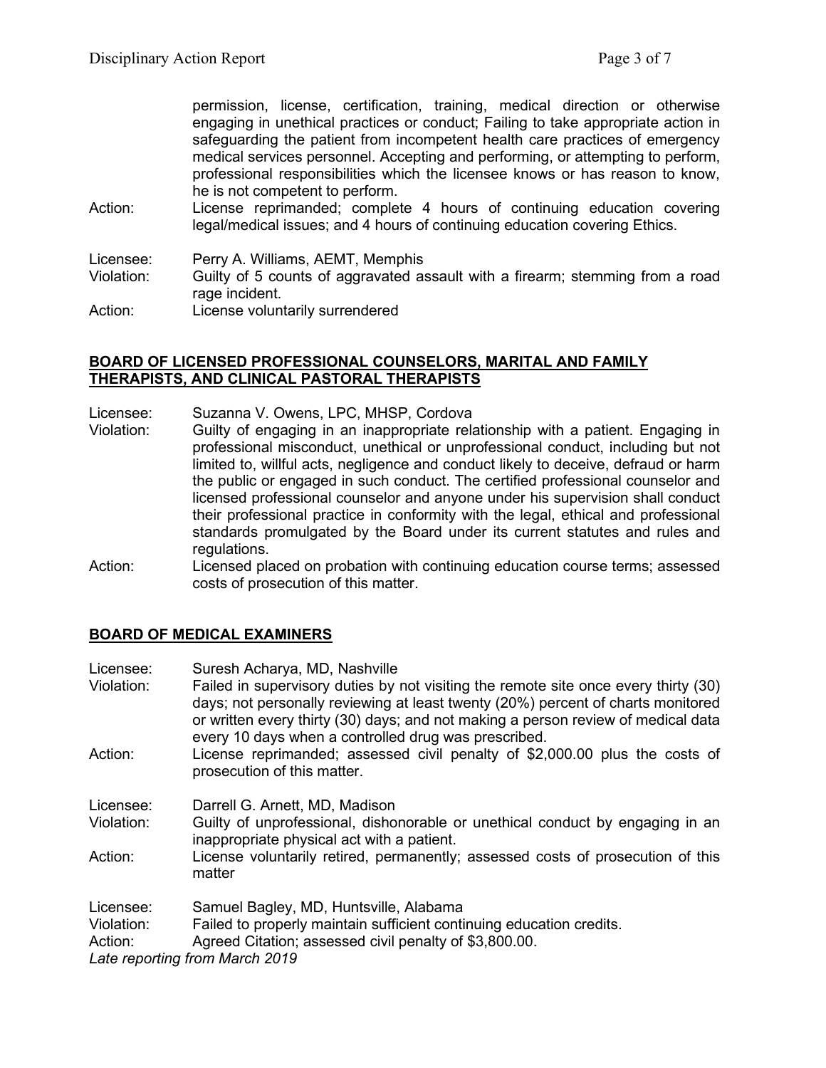permission, license, certification, training, medical direction or otherwise engaging in unethical practices or conduct; Failing to take appropriate action in safeguarding the patient from incompetent health care practices of emergency medical services personnel. Accepting and performing, or attempting to perform, professional responsibilities which the licensee knows or has reason to know, he is not competent to perform.

Action: License reprimanded; complete 4 hours of continuing education covering legal/medical issues; and 4 hours of continuing education covering Ethics.

Licensee: Perry A. Williams, AEMT, Memphis
Violation: Guilty of 5 counts of aggravated assault with a firearm; stemming from a road rage incident.
Action: License voluntarily surrendered

## **BOARD OF LICENSED PROFESSIONAL COUNSELORS, MARITAL AND FAMILY THERAPISTS, AND CLINICAL PASTORAL THERAPISTS**

Licensee: Suzanna V. Owens, LPC, MHSP, Cordova
Violation: Guilty of engaging in an inappropriate relationship with a patient. Engaging in professional misconduct, unethical or unprofessional conduct, including but not limited to, willful acts, negligence and conduct likely to deceive, defraud or harm the public or engaged in such conduct. The certified professional counselor and licensed professional counselor and anyone under his supervision shall conduct their professional practice in conformity with the legal, ethical and professional standards promulgated by the Board under its current statutes and rules and regulations.
Action: Licensed placed on probation with continuing education course terms; assessed costs of prosecution of this matter.

## **BOARD OF MEDICAL EXAMINERS**

Licensee: Suresh Acharya, MD, Nashville
Violation: Failed in supervisory duties by not visiting the remote site once every thirty (30) days; not personally reviewing at least twenty (20%) percent of charts monitored or written every thirty (30) days; and not making a person review of medical data every 10 days when a controlled drug was prescribed.
Action: License reprimanded; assessed civil penalty of $2,000.00 plus the costs of prosecution of this matter.

Licensee: Darrell G. Arnett, MD, Madison
Violation: Guilty of unprofessional, dishonorable or unethical conduct by engaging in an inappropriate physical act with a patient.
Action: License voluntarily retired, permanently; assessed costs of prosecution of this matter

Licensee: Samuel Bagley, MD, Huntsville, Alabama
Violation: Failed to properly maintain sufficient continuing education credits.
Action: Agreed Citation; assessed civil penalty of $3,800.00.
*Late reporting from March 2019*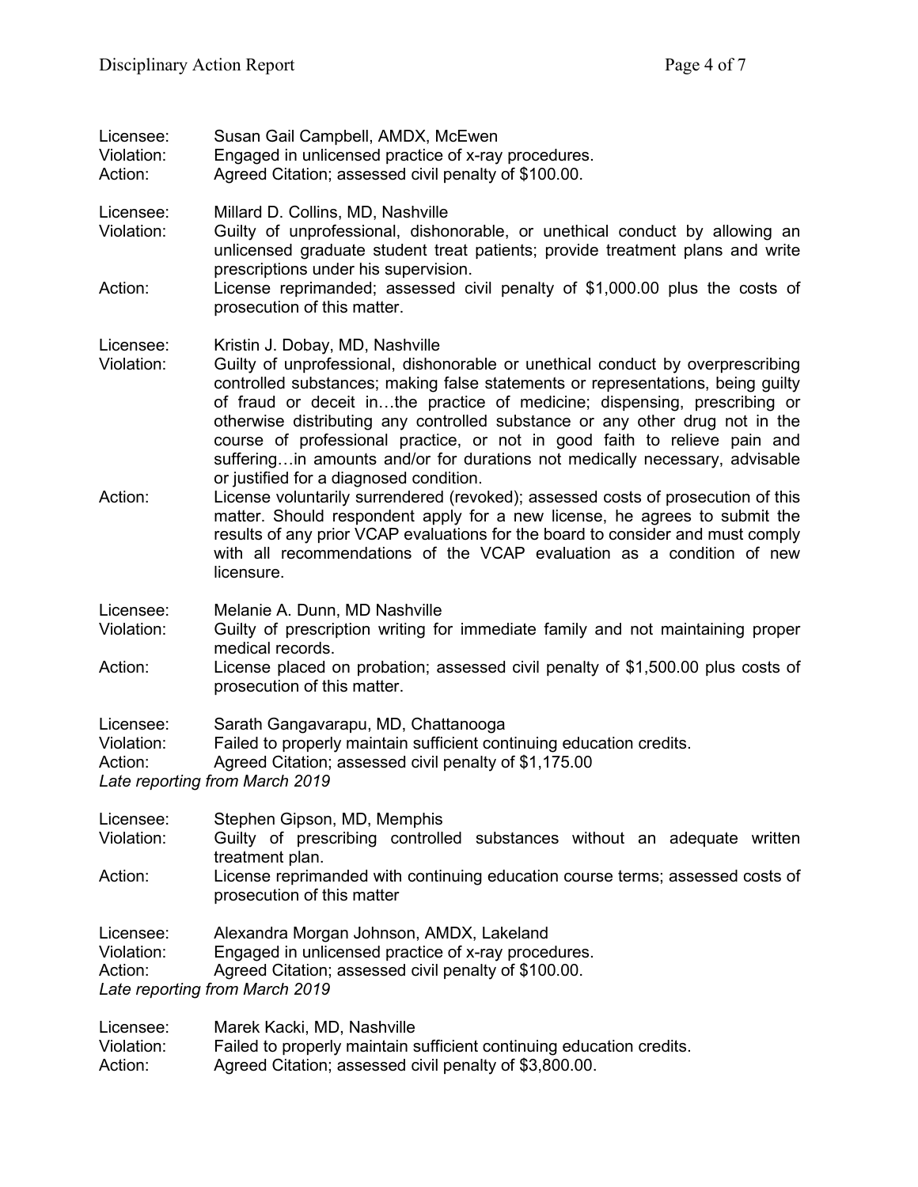Licensee: Susan Gail Campbell, AMDX, McEwen
Violation: Engaged in unlicensed practice of x-ray procedures.
Action: Agreed Citation; assessed civil penalty of $100.00.

Licensee: Millard D. Collins, MD, Nashville
Violation: Guilty of unprofessional, dishonorable, or unethical conduct by allowing an unlicensed graduate student treat patients; provide treatment plans and write prescriptions under his supervision.
Action: License reprimanded; assessed civil penalty of $1,000.00 plus the costs of prosecution of this matter.

Licensee: Kristin J. Dobay, MD, Nashville
Violation: Guilty of unprofessional, dishonorable or unethical conduct by overprescribing controlled substances; making false statements or representations, being guilty of fraud or deceit in…the practice of medicine; dispensing, prescribing or otherwise distributing any controlled substance or any other drug not in the course of professional practice, or not in good faith to relieve pain and suffering…in amounts and/or for durations not medically necessary, advisable or justified for a diagnosed condition.
Action: License voluntarily surrendered (revoked); assessed costs of prosecution of this matter. Should respondent apply for a new license, he agrees to submit the results of any prior VCAP evaluations for the board to consider and must comply with all recommendations of the VCAP evaluation as a condition of new licensure.

Licensee: Melanie A. Dunn, MD Nashville
Violation: Guilty of prescription writing for immediate family and not maintaining proper medical records.
Action: License placed on probation; assessed civil penalty of $1,500.00 plus costs of prosecution of this matter.

Licensee: Sarath Gangavarapu, MD, Chattanooga
Violation: Failed to properly maintain sufficient continuing education credits.
Action: Agreed Citation; assessed civil penalty of $1,175.00
*Late reporting from March 2019*

Licensee: Stephen Gipson, MD, Memphis
Violation: Guilty of prescribing controlled substances without an adequate written treatment plan.
Action: License reprimanded with continuing education course terms; assessed costs of prosecution of this matter

Licensee: Alexandra Morgan Johnson, AMDX, Lakeland
Violation: Engaged in unlicensed practice of x-ray procedures.
Action: Agreed Citation; assessed civil penalty of $100.00.
*Late reporting from March 2019*

Licensee: Marek Kacki, MD, Nashville
Violation: Failed to properly maintain sufficient continuing education credits.
Action: Agreed Citation; assessed civil penalty of $3,800.00.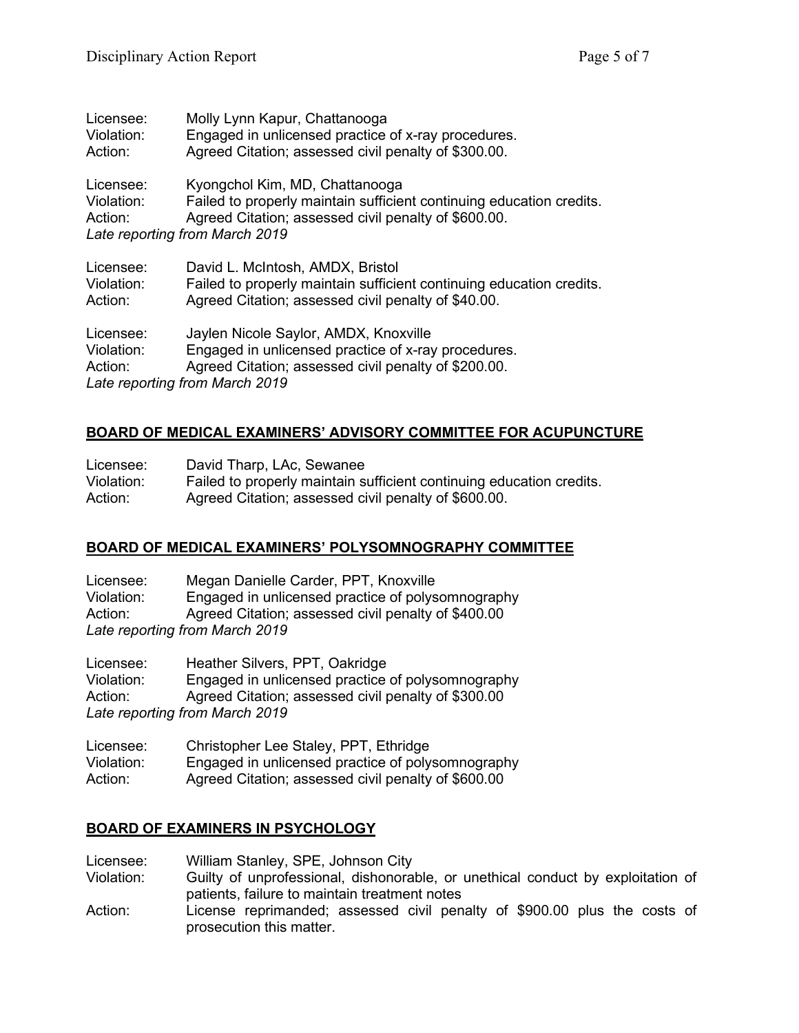Licensee: Molly Lynn Kapur, Chattanooga
Violation: Engaged in unlicensed practice of x-ray procedures.
Action: Agreed Citation; assessed civil penalty of $300.00.

Licensee: Kyongchol Kim, MD, Chattanooga
Violation: Failed to properly maintain sufficient continuing education credits.
Action: Agreed Citation; assessed civil penalty of $600.00.
*Late reporting from March 2019*

Licensee: David L. McIntosh, AMDX, Bristol
Violation: Failed to properly maintain sufficient continuing education credits.
Action: Agreed Citation; assessed civil penalty of $40.00.

Licensee: Jaylen Nicole Saylor, AMDX, Knoxville
Violation: Engaged in unlicensed practice of x-ray procedures.
Action: Agreed Citation; assessed civil penalty of $200.00.
*Late reporting from March 2019*

## BOARD OF MEDICAL EXAMINERS' ADVISORY COMMITTEE FOR ACUPUNCTURE

Licensee: David Tharp, LAc, Sewanee
Violation: Failed to properly maintain sufficient continuing education credits.
Action: Agreed Citation; assessed civil penalty of $600.00.

## BOARD OF MEDICAL EXAMINERS' POLYSOMNOGRAPHY COMMITTEE

Licensee: Megan Danielle Carder, PPT, Knoxville
Violation: Engaged in unlicensed practice of polysomnography
Action: Agreed Citation; assessed civil penalty of $400.00
*Late reporting from March 2019*

Licensee: Heather Silvers, PPT, Oakridge
Violation: Engaged in unlicensed practice of polysomnography
Action: Agreed Citation; assessed civil penalty of $300.00
*Late reporting from March 2019*

Licensee: Christopher Lee Staley, PPT, Ethridge
Violation: Engaged in unlicensed practice of polysomnography
Action: Agreed Citation; assessed civil penalty of $600.00

## BOARD OF EXAMINERS IN PSYCHOLOGY

Licensee: William Stanley, SPE, Johnson City
Violation: Guilty of unprofessional, dishonorable, or unethical conduct by exploitation of patients, failure to maintain treatment notes
Action: License reprimanded; assessed civil penalty of $900.00 plus the costs of prosecution this matter.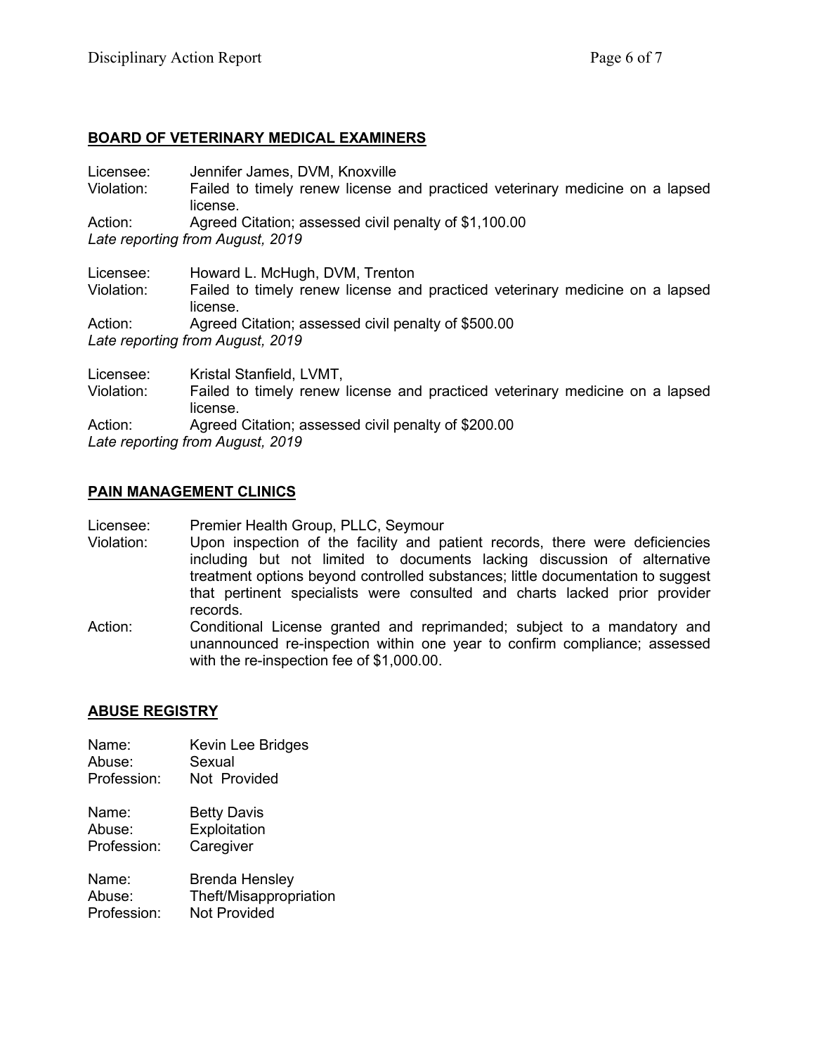## BOARD OF VETERINARY MEDICAL EXAMINERS

Licensee: Jennifer James, DVM, Knoxville
Violation: Failed to timely renew license and practiced veterinary medicine on a lapsed license.
Action: Agreed Citation; assessed civil penalty of $1,100.00
*Late reporting from August, 2019*

Licensee: Howard L. McHugh, DVM, Trenton
Violation: Failed to timely renew license and practiced veterinary medicine on a lapsed license.
Action: Agreed Citation; assessed civil penalty of $500.00
*Late reporting from August, 2019*

Licensee: Kristal Stanfield, LVMT,
Violation: Failed to timely renew license and practiced veterinary medicine on a lapsed license.
Action: Agreed Citation; assessed civil penalty of $200.00
*Late reporting from August, 2019*

## PAIN MANAGEMENT CLINICS

Licensee: Premier Health Group, PLLC, Seymour
Violation: Upon inspection of the facility and patient records, there were deficiencies including but not limited to documents lacking discussion of alternative treatment options beyond controlled substances; little documentation to suggest that pertinent specialists were consulted and charts lacked prior provider records.
Action: Conditional License granted and reprimanded; subject to a mandatory and unannounced re-inspection within one year to confirm compliance; assessed with the re-inspection fee of $1,000.00.

## ABUSE REGISTRY

Name: Kevin Lee Bridges
Abuse: Sexual
Profession: Not Provided

Name: Betty Davis
Abuse: Exploitation
Profession: Caregiver

Name: Brenda Hensley
Abuse: Theft/Misappropriation
Profession: Not Provided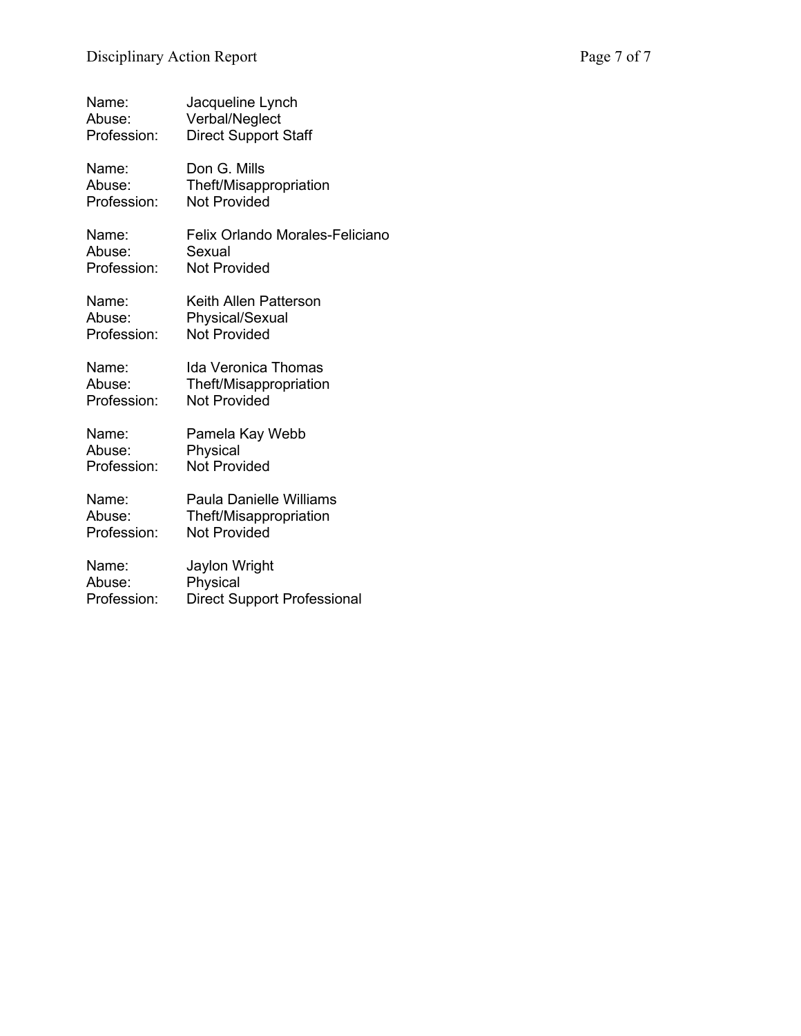Name: Jacqueline Lynch
Abuse: Verbal/Neglect
Profession: Direct Support Staff

Name: Don G. Mills
Abuse: Theft/Misappropriation
Profession: Not Provided

Name: Felix Orlando Morales-Feliciano
Abuse: Sexual
Profession: Not Provided

Name: Keith Allen Patterson
Abuse: Physical/Sexual
Profession: Not Provided

Name: Ida Veronica Thomas
Abuse: Theft/Misappropriation
Profession: Not Provided

Name: Pamela Kay Webb
Abuse: Physical
Profession: Not Provided

Name: Paula Danielle Williams
Abuse: Theft/Misappropriation
Profession: Not Provided

Name: Jaylon Wright
Abuse: Physical
Profession: Direct Support Professional